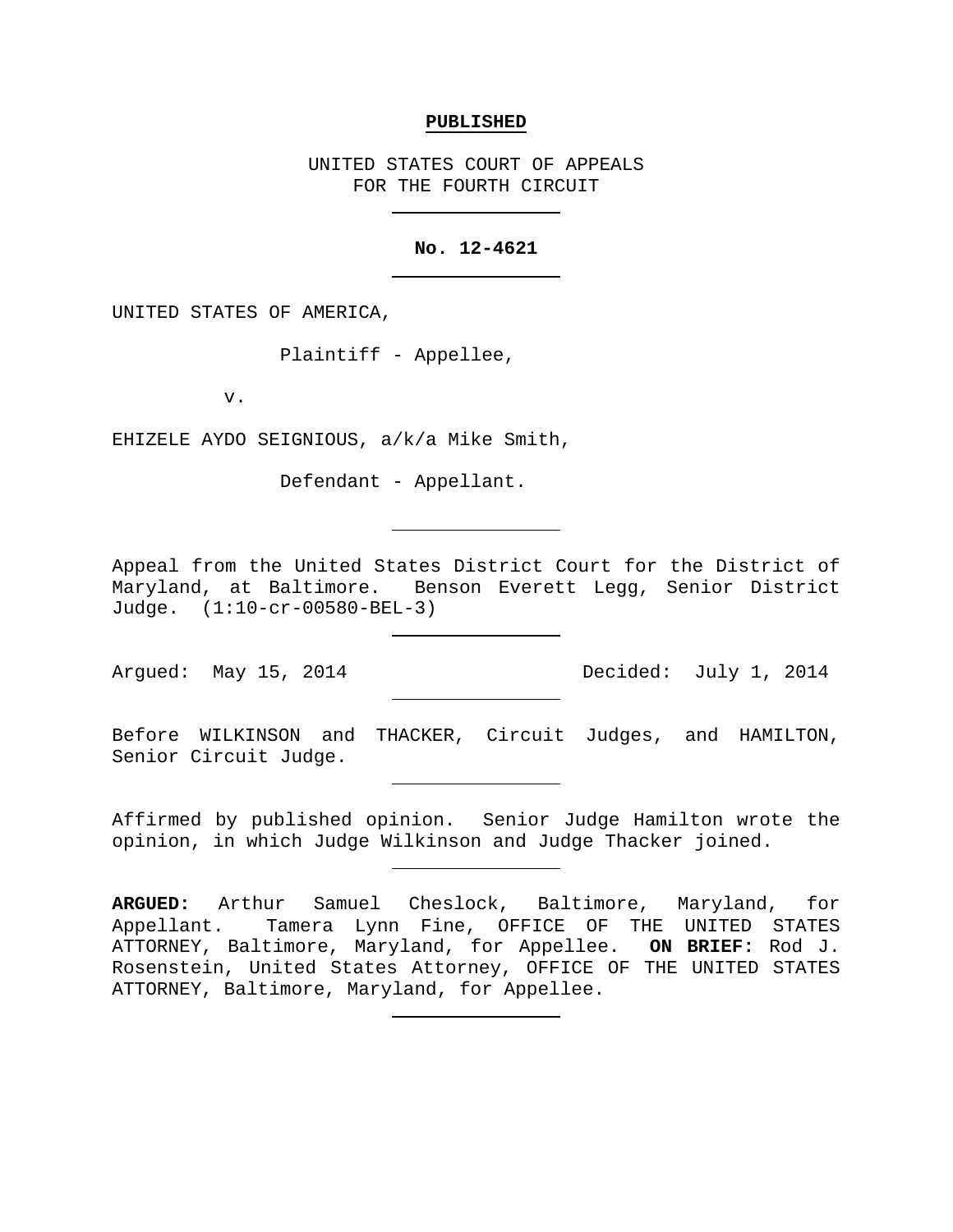**PUBLISHED**

UNITED STATES COURT OF APPEALS
FOR THE FOURTH CIRCUIT

---

**No. 12-4621**

---

UNITED STATES OF AMERICA,

Plaintiff - Appellee,

v.

EHIZELE AYDO SEIGNIOUS, a/k/a Mike Smith,

Defendant - Appellant.

---

Appeal from the United States District Court for the District of Maryland, at Baltimore. Benson Everett Legg, Senior District Judge. (1:10-cr-00580-BEL-3)

---

Argued: May 15, 2014 Decided: July 1, 2014

---

Before WILKINSON and THACKER, Circuit Judges, and HAMILTON, Senior Circuit Judge.

---

Affirmed by published opinion. Senior Judge Hamilton wrote the opinion, in which Judge Wilkinson and Judge Thacker joined.

---

**ARGUED:** Arthur Samuel Cheslock, Baltimore, Maryland, for Appellant. Tamera Lynn Fine, OFFICE OF THE UNITED STATES ATTORNEY, Baltimore, Maryland, for Appellee. **ON BRIEF:** Rod J. Rosenstein, United States Attorney, OFFICE OF THE UNITED STATES ATTORNEY, Baltimore, Maryland, for Appellee.

---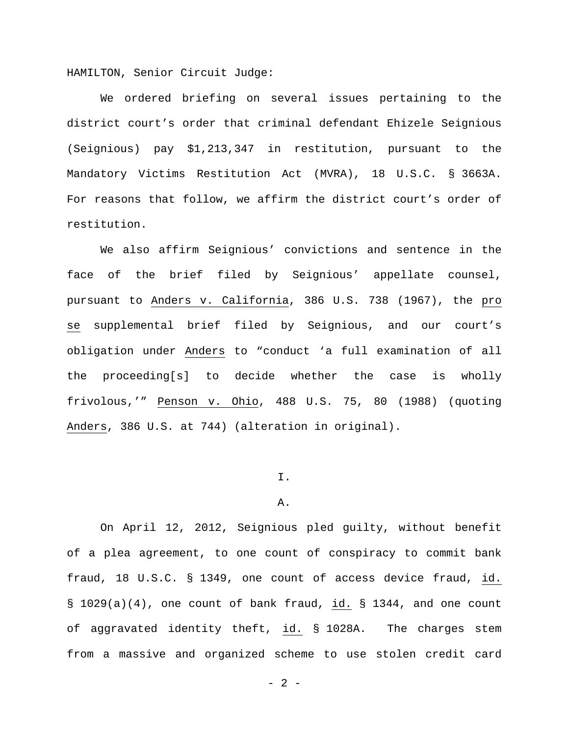HAMILTON, Senior Circuit Judge:

We ordered briefing on several issues pertaining to the district court's order that criminal defendant Ehizele Seignious (Seignious) pay $1,213,347 in restitution, pursuant to the Mandatory Victims Restitution Act (MVRA), 18 U.S.C. § 3663A. For reasons that follow, we affirm the district court's order of restitution.

We also affirm Seignious' convictions and sentence in the face of the brief filed by Seignious' appellate counsel, pursuant to Anders v. California, 386 U.S. 738 (1967), the pro se supplemental brief filed by Seignious, and our court's obligation under Anders to "conduct 'a full examination of all the proceeding[s] to decide whether the case is wholly frivolous,'" Penson v. Ohio, 488 U.S. 75, 80 (1988) (quoting Anders, 386 U.S. at 744) (alteration in original).

# I.

## A.

On April 12, 2012, Seignious pled guilty, without benefit of a plea agreement, to one count of conspiracy to commit bank fraud, 18 U.S.C. § 1349, one count of access device fraud, id. § 1029(a)(4), one count of bank fraud, id. § 1344, and one count of aggravated identity theft, id. § 1028A. The charges stem from a massive and organized scheme to use stolen credit card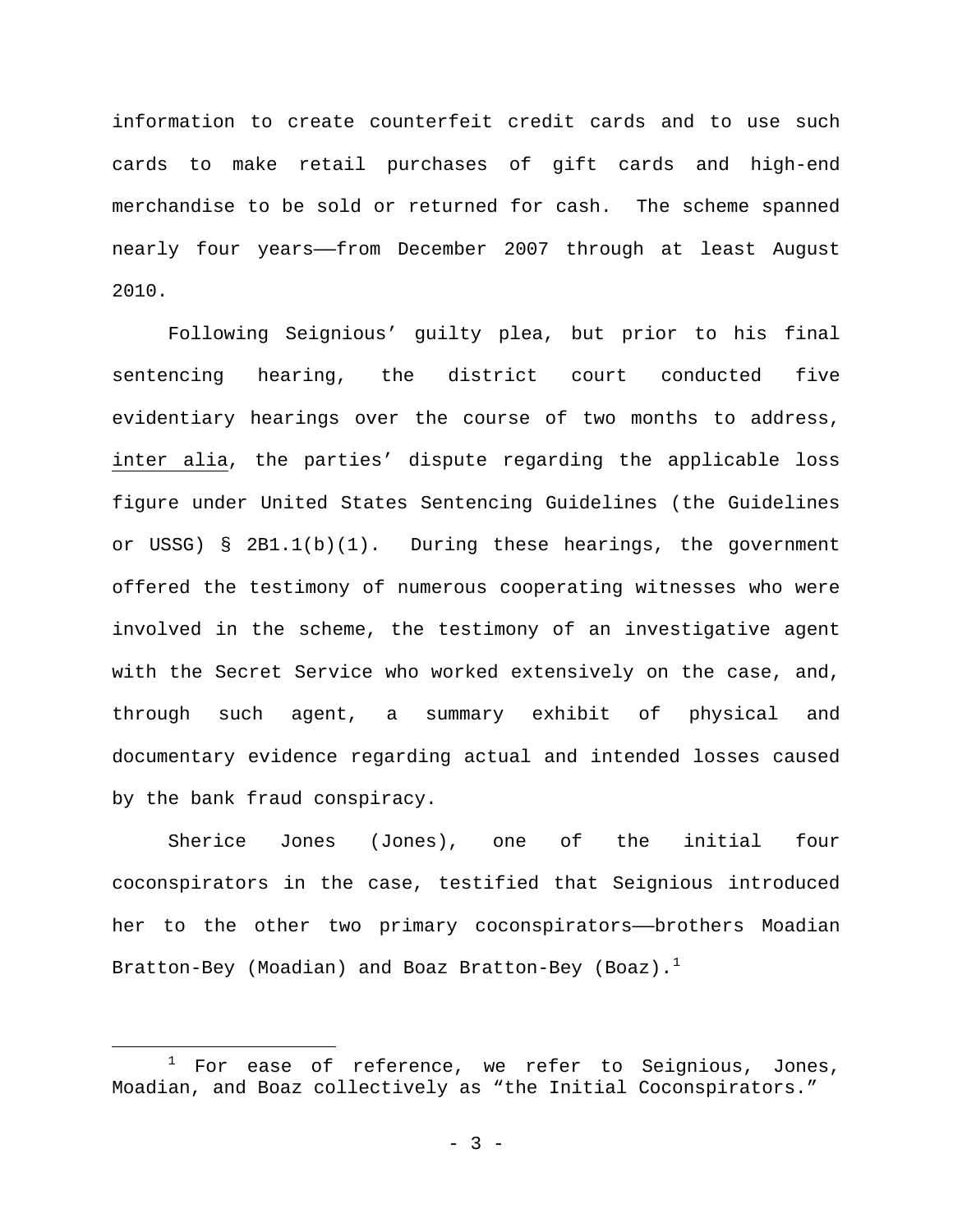information to create counterfeit credit cards and to use such cards to make retail purchases of gift cards and high-end merchandise to be sold or returned for cash. The scheme spanned nearly four years——from December 2007 through at least August 2010.

Following Seignious' guilty plea, but prior to his final sentencing hearing, the district court conducted five evidentiary hearings over the course of two months to address, inter alia, the parties' dispute regarding the applicable loss figure under United States Sentencing Guidelines (the Guidelines or USSG) § 2B1.1(b)(1). During these hearings, the government offered the testimony of numerous cooperating witnesses who were involved in the scheme, the testimony of an investigative agent with the Secret Service who worked extensively on the case, and, through such agent, a summary exhibit of physical and documentary evidence regarding actual and intended losses caused by the bank fraud conspiracy.

Sherice Jones (Jones), one of the initial four coconspirators in the case, testified that Seignious introduced her to the other two primary coconspirators——brothers Moadian Bratton-Bey (Moadian) and Boaz Bratton-Bey (Boaz).[1]

[1] For ease of reference, we refer to Seignious, Jones, Moadian, and Boaz collectively as "the Initial Coconspirators."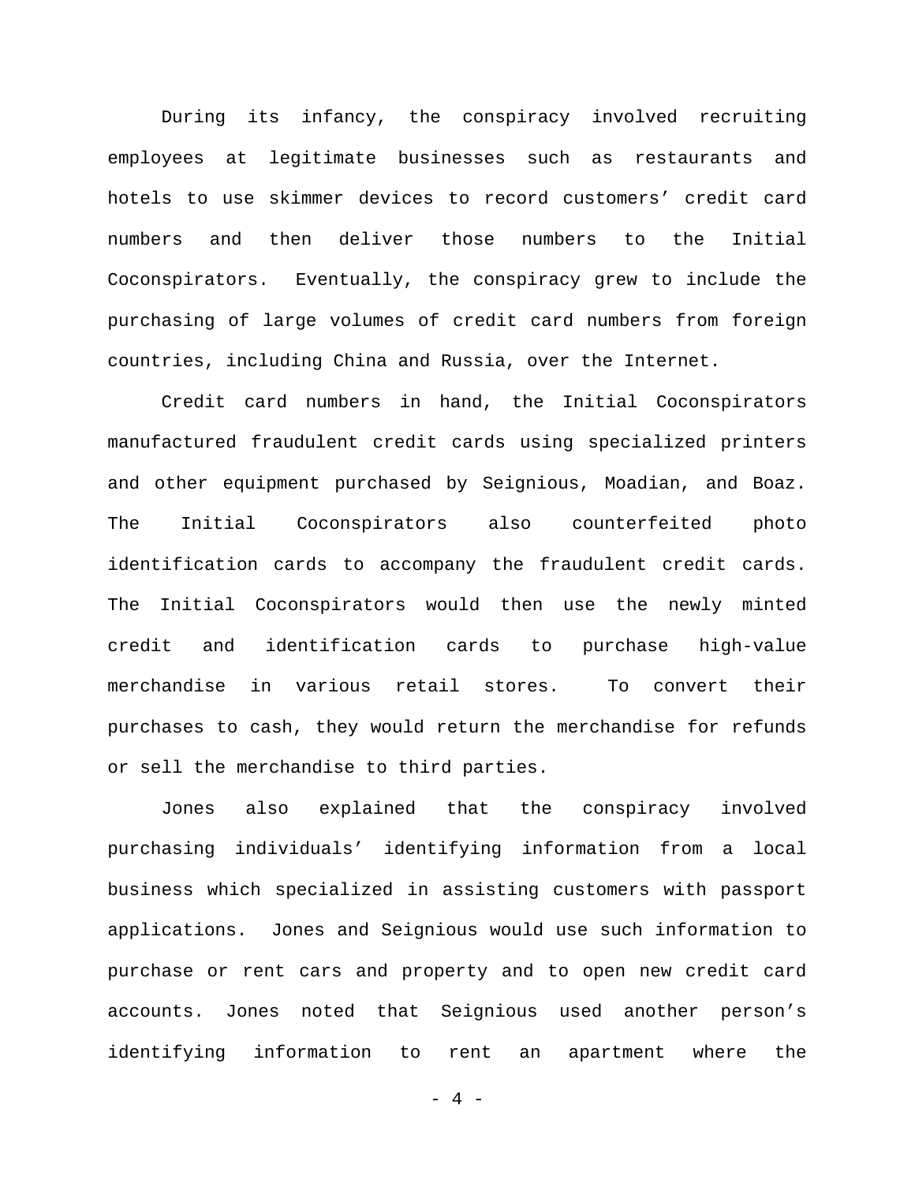During its infancy, the conspiracy involved recruiting employees at legitimate businesses such as restaurants and hotels to use skimmer devices to record customers' credit card numbers and then deliver those numbers to the Initial Coconspirators. Eventually, the conspiracy grew to include the purchasing of large volumes of credit card numbers from foreign countries, including China and Russia, over the Internet.

Credit card numbers in hand, the Initial Coconspirators manufactured fraudulent credit cards using specialized printers and other equipment purchased by Seignious, Moadian, and Boaz. The Initial Coconspirators also counterfeited photo identification cards to accompany the fraudulent credit cards. The Initial Coconspirators would then use the newly minted credit and identification cards to purchase high-value merchandise in various retail stores. To convert their purchases to cash, they would return the merchandise for refunds or sell the merchandise to third parties.

Jones also explained that the conspiracy involved purchasing individuals' identifying information from a local business which specialized in assisting customers with passport applications. Jones and Seignious would use such information to purchase or rent cars and property and to open new credit card accounts. Jones noted that Seignious used another person's identifying information to rent an apartment where the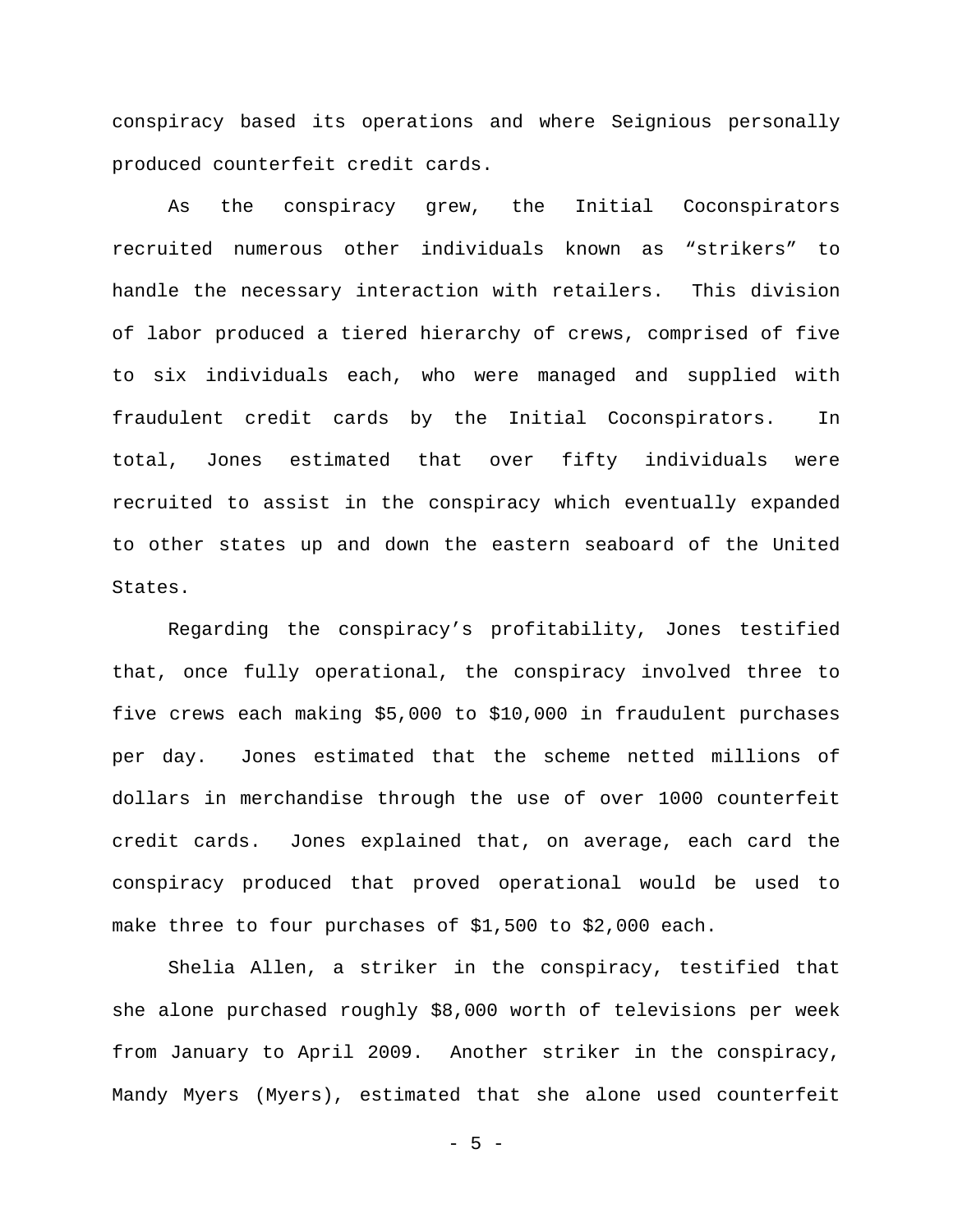conspiracy based its operations and where Seignious personally produced counterfeit credit cards.

As the conspiracy grew, the Initial Coconspirators recruited numerous other individuals known as "strikers" to handle the necessary interaction with retailers. This division of labor produced a tiered hierarchy of crews, comprised of five to six individuals each, who were managed and supplied with fraudulent credit cards by the Initial Coconspirators. In total, Jones estimated that over fifty individuals were recruited to assist in the conspiracy which eventually expanded to other states up and down the eastern seaboard of the United States.

Regarding the conspiracy's profitability, Jones testified that, once fully operational, the conspiracy involved three to five crews each making $5,000 to $10,000 in fraudulent purchases per day. Jones estimated that the scheme netted millions of dollars in merchandise through the use of over 1000 counterfeit credit cards. Jones explained that, on average, each card the conspiracy produced that proved operational would be used to make three to four purchases of $1,500 to $2,000 each.

Shelia Allen, a striker in the conspiracy, testified that she alone purchased roughly $8,000 worth of televisions per week from January to April 2009. Another striker in the conspiracy, Mandy Myers (Myers), estimated that she alone used counterfeit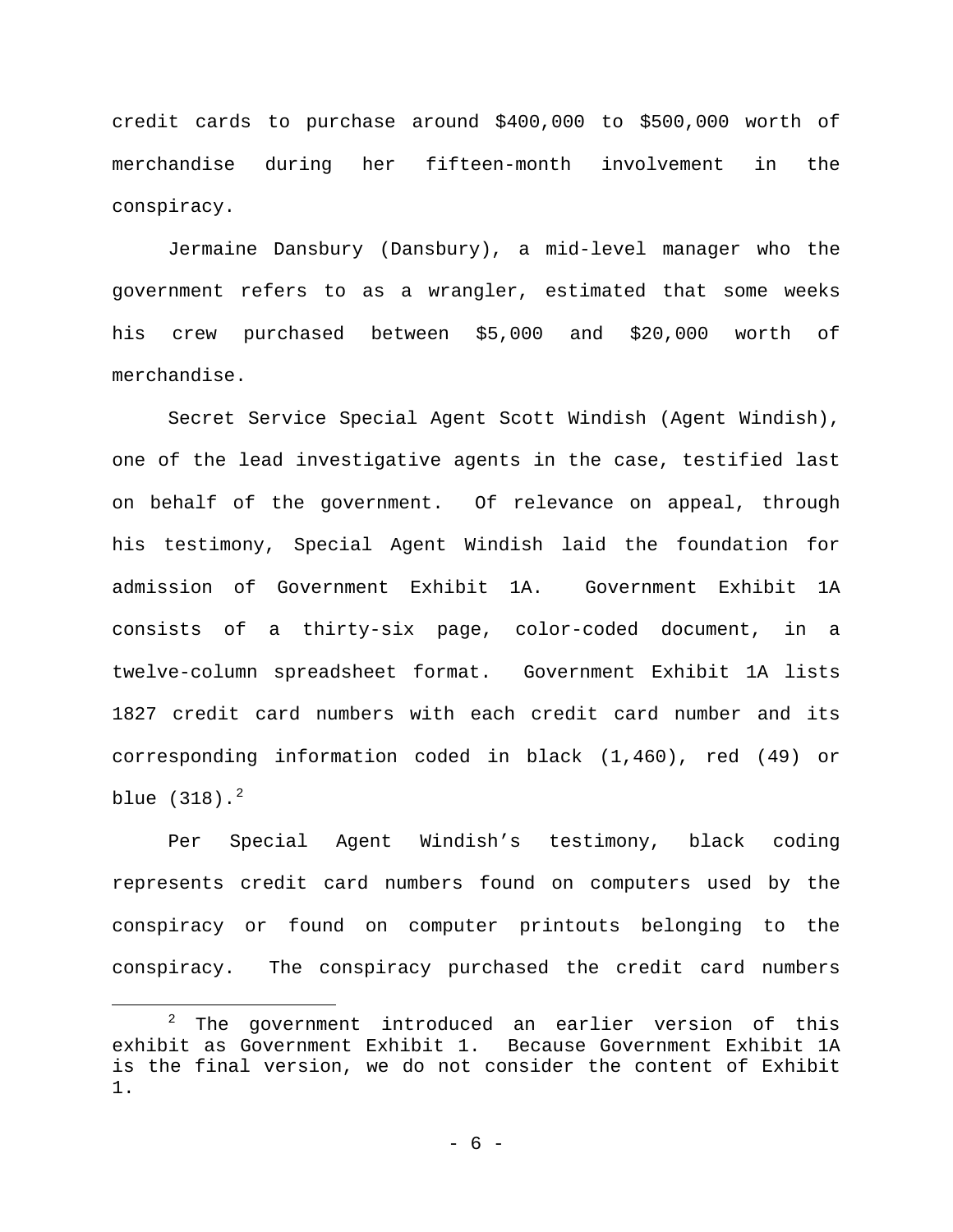credit cards to purchase around $400,000 to $500,000 worth of merchandise during her fifteen-month involvement in the conspiracy.

Jermaine Dansbury (Dansbury), a mid-level manager who the government refers to as a wrangler, estimated that some weeks his crew purchased between $5,000 and $20,000 worth of merchandise.

Secret Service Special Agent Scott Windish (Agent Windish), one of the lead investigative agents in the case, testified last on behalf of the government. Of relevance on appeal, through his testimony, Special Agent Windish laid the foundation for admission of Government Exhibit 1A. Government Exhibit 1A consists of a thirty-six page, color-coded document, in a twelve-column spreadsheet format. Government Exhibit 1A lists 1827 credit card numbers with each credit card number and its corresponding information coded in black (1,460), red (49) or blue (318).[2]

Per Special Agent Windish's testimony, black coding represents credit card numbers found on computers used by the conspiracy or found on computer printouts belonging to the conspiracy. The conspiracy purchased the credit card numbers

[2] The government introduced an earlier version of this exhibit as Government Exhibit 1. Because Government Exhibit 1A is the final version, we do not consider the content of Exhibit 1.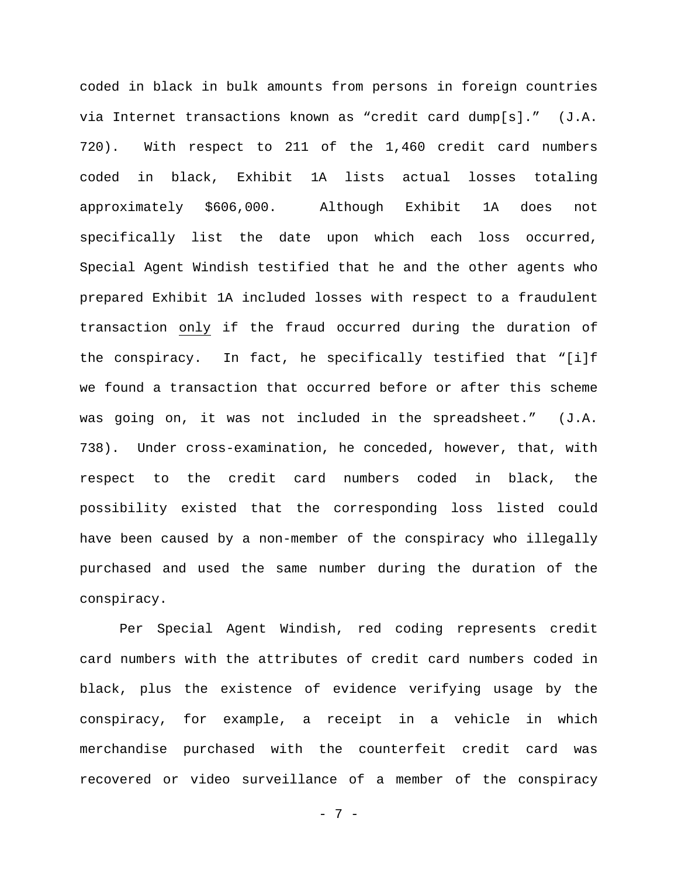coded in black in bulk amounts from persons in foreign countries via Internet transactions known as "credit card dump[s]." (J.A. 720). With respect to 211 of the 1,460 credit card numbers coded in black, Exhibit 1A lists actual losses totaling approximately $606,000. Although Exhibit 1A does not specifically list the date upon which each loss occurred, Special Agent Windish testified that he and the other agents who prepared Exhibit 1A included losses with respect to a fraudulent transaction only if the fraud occurred during the duration of the conspiracy. In fact, he specifically testified that "[i]f we found a transaction that occurred before or after this scheme was going on, it was not included in the spreadsheet." (J.A. 738). Under cross-examination, he conceded, however, that, with respect to the credit card numbers coded in black, the possibility existed that the corresponding loss listed could have been caused by a non-member of the conspiracy who illegally purchased and used the same number during the duration of the conspiracy.

Per Special Agent Windish, red coding represents credit card numbers with the attributes of credit card numbers coded in black, plus the existence of evidence verifying usage by the conspiracy, for example, a receipt in a vehicle in which merchandise purchased with the counterfeit credit card was recovered or video surveillance of a member of the conspiracy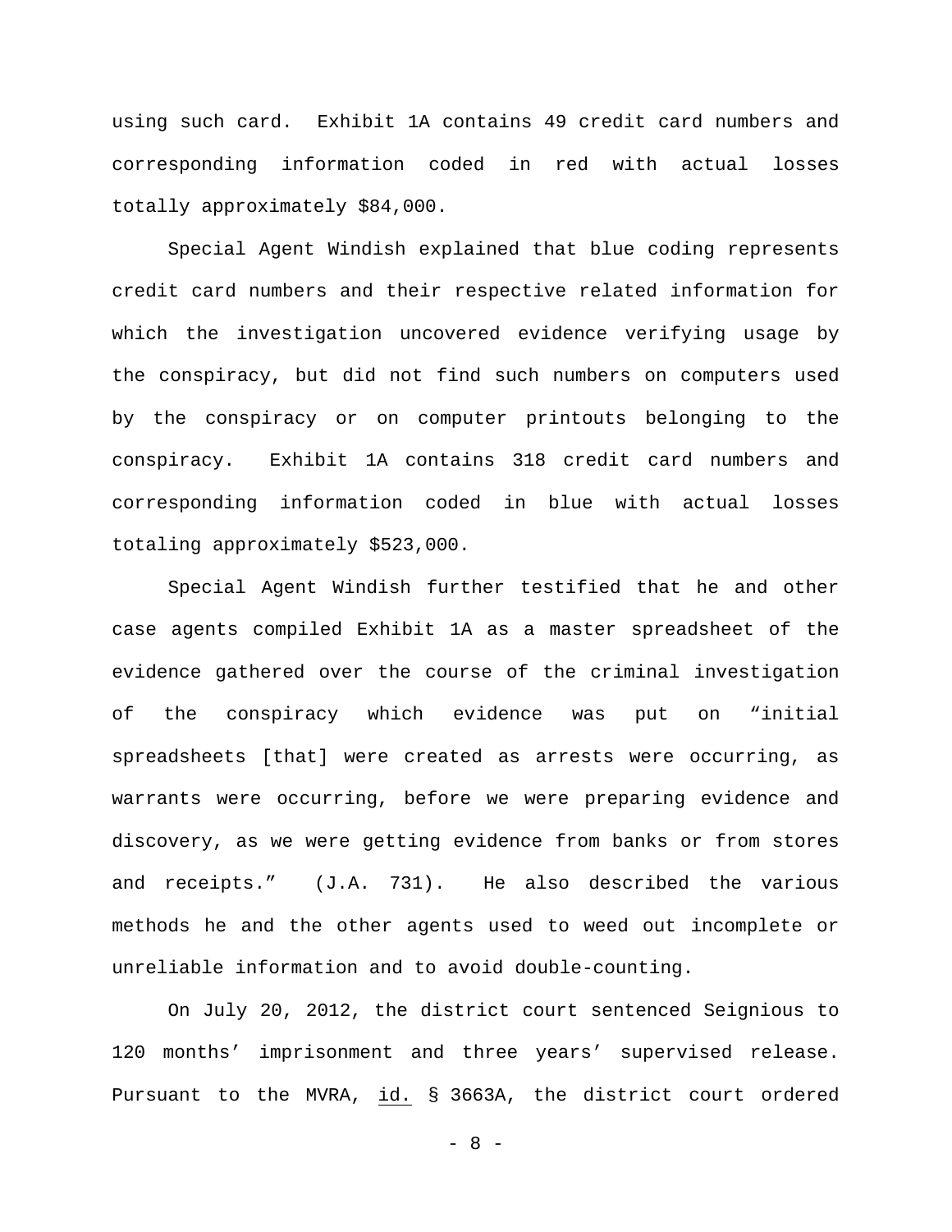using such card. Exhibit 1A contains 49 credit card numbers and corresponding information coded in red with actual losses totally approximately $84,000.

Special Agent Windish explained that blue coding represents credit card numbers and their respective related information for which the investigation uncovered evidence verifying usage by the conspiracy, but did not find such numbers on computers used by the conspiracy or on computer printouts belonging to the conspiracy. Exhibit 1A contains 318 credit card numbers and corresponding information coded in blue with actual losses totaling approximately $523,000.

Special Agent Windish further testified that he and other case agents compiled Exhibit 1A as a master spreadsheet of the evidence gathered over the course of the criminal investigation of the conspiracy which evidence was put on "initial spreadsheets [that] were created as arrests were occurring, as warrants were occurring, before we were preparing evidence and discovery, as we were getting evidence from banks or from stores and receipts." (J.A. 731). He also described the various methods he and the other agents used to weed out incomplete or unreliable information and to avoid double-counting.

On July 20, 2012, the district court sentenced Seignious to 120 months' imprisonment and three years' supervised release. Pursuant to the MVRA, id. § 3663A, the district court ordered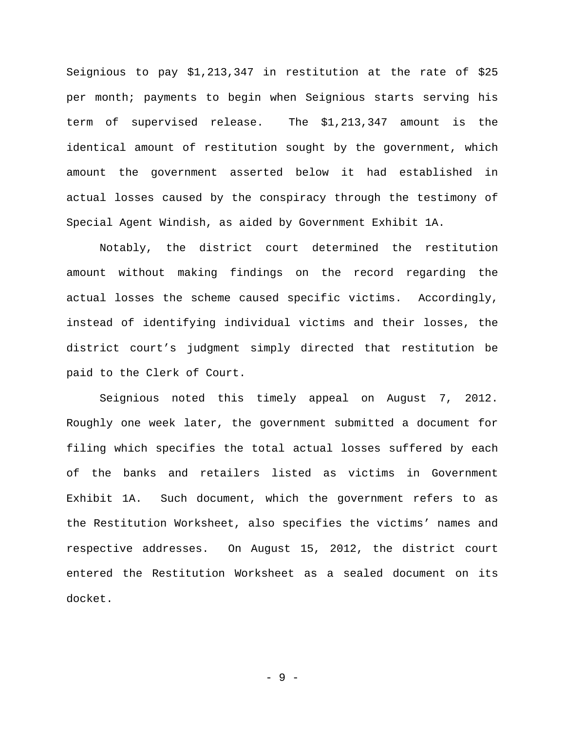Seignious to pay $1,213,347 in restitution at the rate of $25 per month; payments to begin when Seignious starts serving his term of supervised release. The $1,213,347 amount is the identical amount of restitution sought by the government, which amount the government asserted below it had established in actual losses caused by the conspiracy through the testimony of Special Agent Windish, as aided by Government Exhibit 1A.

Notably, the district court determined the restitution amount without making findings on the record regarding the actual losses the scheme caused specific victims. Accordingly, instead of identifying individual victims and their losses, the district court's judgment simply directed that restitution be paid to the Clerk of Court.

Seignious noted this timely appeal on August 7, 2012. Roughly one week later, the government submitted a document for filing which specifies the total actual losses suffered by each of the banks and retailers listed as victims in Government Exhibit 1A. Such document, which the government refers to as the Restitution Worksheet, also specifies the victims' names and respective addresses. On August 15, 2012, the district court entered the Restitution Worksheet as a sealed document on its docket.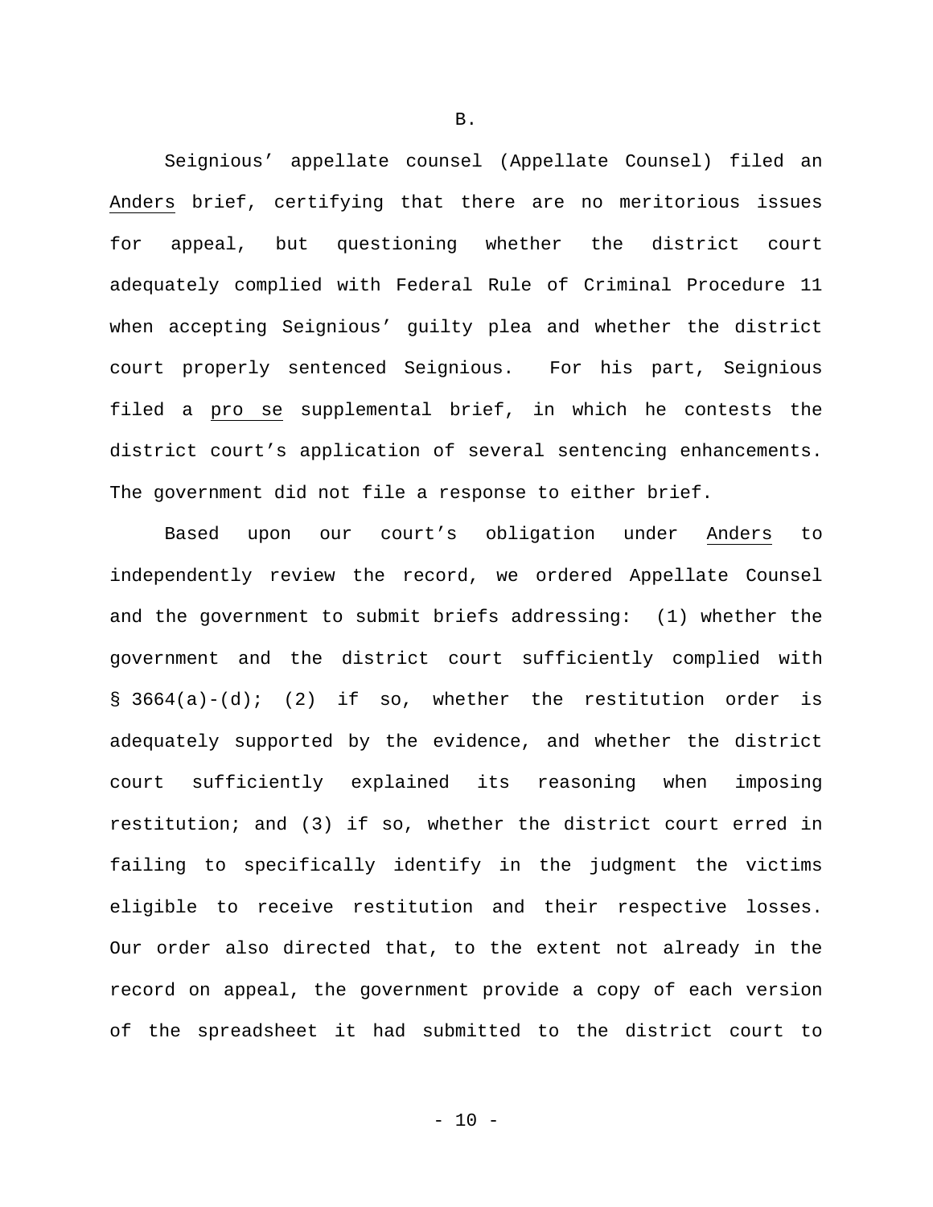B.

Seignious' appellate counsel (Appellate Counsel) filed an _Anders_ brief, certifying that there are no meritorious issues for appeal, but questioning whether the district court adequately complied with Federal Rule of Criminal Procedure 11 when accepting Seignious' guilty plea and whether the district court properly sentenced Seignious. For his part, Seignious filed a _pro se_ supplemental brief, in which he contests the district court's application of several sentencing enhancements. The government did not file a response to either brief.

Based upon our court's obligation under _Anders_ to independently review the record, we ordered Appellate Counsel and the government to submit briefs addressing: (1) whether the government and the district court sufficiently complied with § 3664(a)-(d); (2) if so, whether the restitution order is adequately supported by the evidence, and whether the district court sufficiently explained its reasoning when imposing restitution; and (3) if so, whether the district court erred in failing to specifically identify in the judgment the victims eligible to receive restitution and their respective losses. Our order also directed that, to the extent not already in the record on appeal, the government provide a copy of each version of the spreadsheet it had submitted to the district court to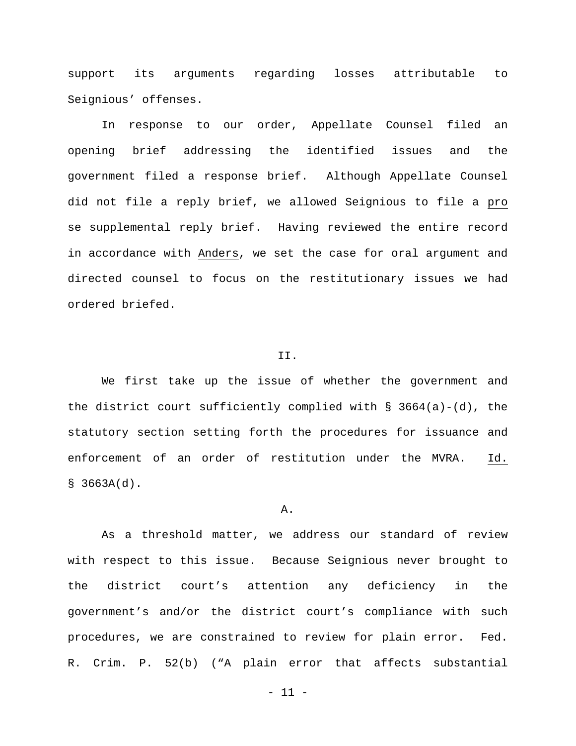support its arguments regarding losses attributable to Seignious' offenses.

In response to our order, Appellate Counsel filed an opening brief addressing the identified issues and the government filed a response brief. Although Appellate Counsel did not file a reply brief, we allowed Seignious to file a pro se supplemental reply brief. Having reviewed the entire record in accordance with Anders, we set the case for oral argument and directed counsel to focus on the restitutionary issues we had ordered briefed.

## II.

We first take up the issue of whether the government and the district court sufficiently complied with § 3664(a)-(d), the statutory section setting forth the procedures for issuance and enforcement of an order of restitution under the MVRA. Id. § 3663A(d).

### A.

As a threshold matter, we address our standard of review with respect to this issue. Because Seignious never brought to the district court's attention any deficiency in the government's and/or the district court's compliance with such procedures, we are constrained to review for plain error. Fed. R. Crim. P. 52(b) ("A plain error that affects substantial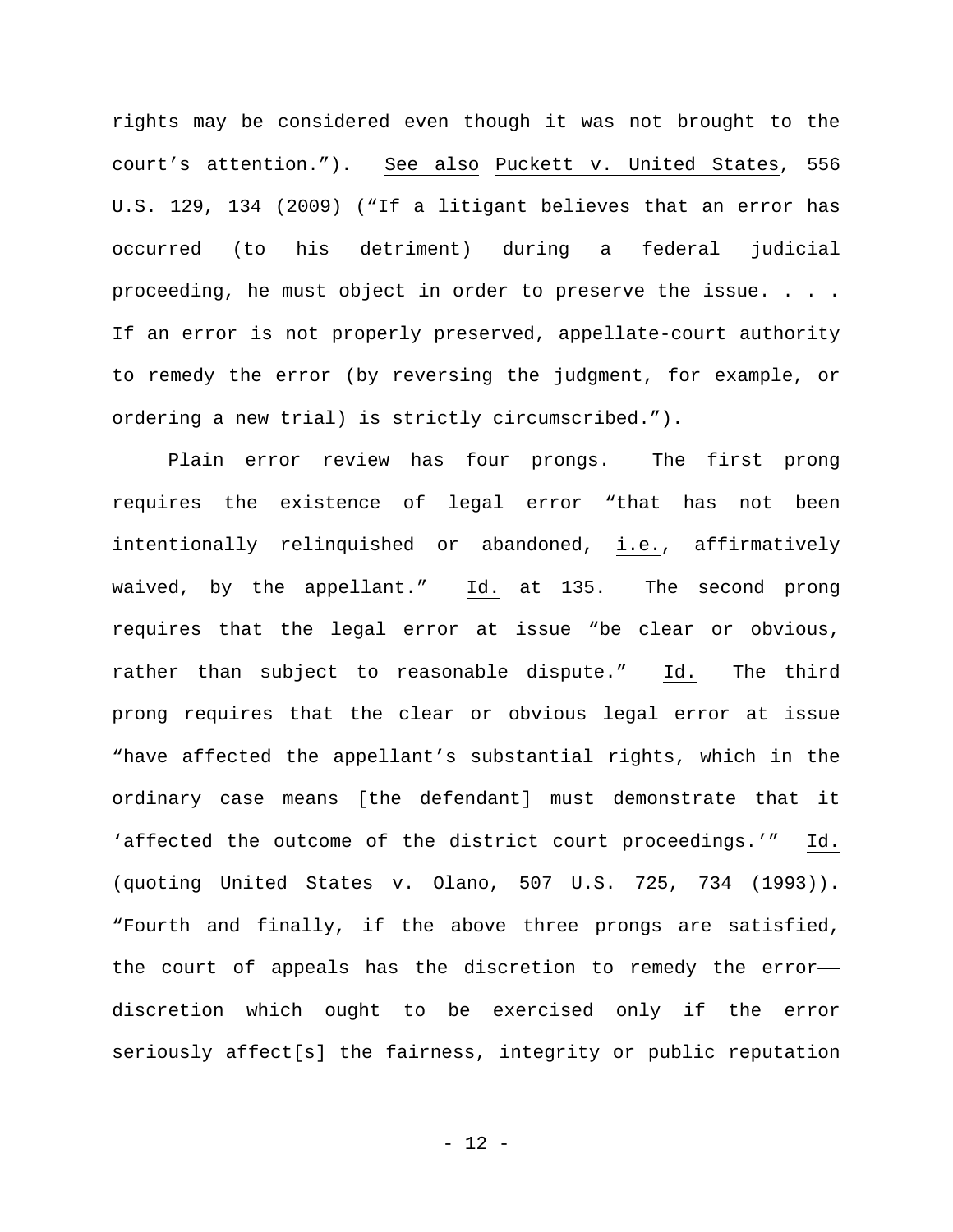rights may be considered even though it was not brought to the court's attention."). See also Puckett v. United States, 556 U.S. 129, 134 (2009) ("If a litigant believes that an error has occurred (to his detriment) during a federal judicial proceeding, he must object in order to preserve the issue. . . . If an error is not properly preserved, appellate-court authority to remedy the error (by reversing the judgment, for example, or ordering a new trial) is strictly circumscribed.").

Plain error review has four prongs. The first prong requires the existence of legal error "that has not been intentionally relinquished or abandoned, i.e., affirmatively waived, by the appellant." Id. at 135. The second prong requires that the legal error at issue "be clear or obvious, rather than subject to reasonable dispute." Id. The third prong requires that the clear or obvious legal error at issue "have affected the appellant's substantial rights, which in the ordinary case means [the defendant] must demonstrate that it 'affected the outcome of the district court proceedings.'" Id. (quoting United States v. Olano, 507 U.S. 725, 734 (1993)). "Fourth and finally, if the above three prongs are satisfied, the court of appeals has the discretion to remedy the error—— discretion which ought to be exercised only if the error seriously affect[s] the fairness, integrity or public reputation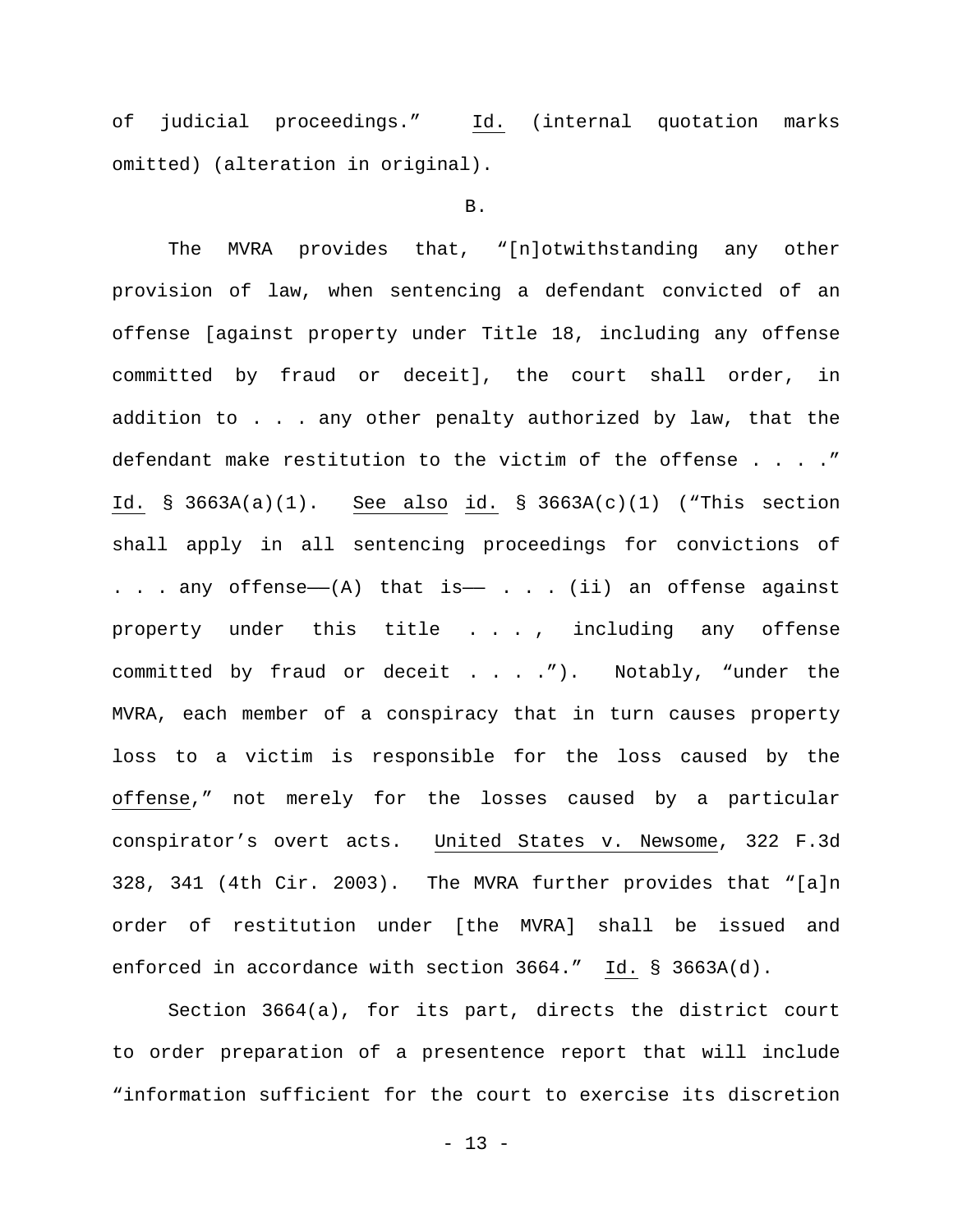of judicial proceedings." Id. (internal quotation marks omitted) (alteration in original).

B.

The MVRA provides that, "[n]otwithstanding any other provision of law, when sentencing a defendant convicted of an offense [against property under Title 18, including any offense committed by fraud or deceit], the court shall order, in addition to . . . any other penalty authorized by law, that the defendant make restitution to the victim of the offense . . . ." Id. § 3663A(a)(1). See also id. § 3663A(c)(1) ("This section shall apply in all sentencing proceedings for convictions of . . . any offense——(A) that is—— . . . (ii) an offense against property under this title . . . , including any offense committed by fraud or deceit . . . ."). Notably, "under the MVRA, each member of a conspiracy that in turn causes property loss to a victim is responsible for the loss caused by the offense," not merely for the losses caused by a particular conspirator's overt acts. United States v. Newsome, 322 F.3d 328, 341 (4th Cir. 2003). The MVRA further provides that "[a]n order of restitution under [the MVRA] shall be issued and enforced in accordance with section 3664." Id. § 3663A(d).

Section 3664(a), for its part, directs the district court to order preparation of a presentence report that will include "information sufficient for the court to exercise its discretion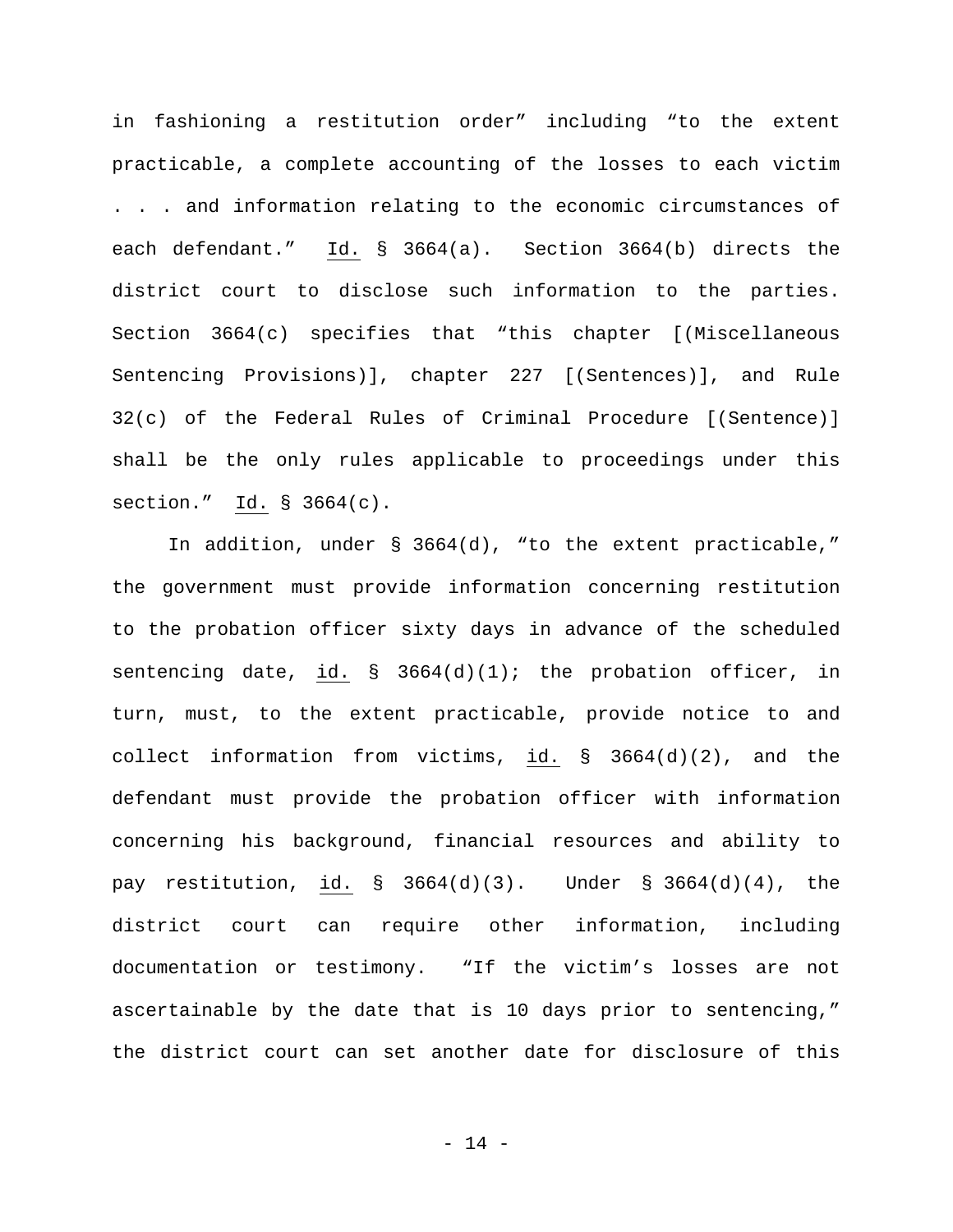in fashioning a restitution order" including "to the extent practicable, a complete accounting of the losses to each victim . . . and information relating to the economic circumstances of each defendant." Id. § 3664(a). Section 3664(b) directs the district court to disclose such information to the parties. Section 3664(c) specifies that "this chapter [(Miscellaneous Sentencing Provisions)], chapter 227 [(Sentences)], and Rule 32(c) of the Federal Rules of Criminal Procedure [(Sentence)] shall be the only rules applicable to proceedings under this section." Id. § 3664(c).

In addition, under § 3664(d), "to the extent practicable," the government must provide information concerning restitution to the probation officer sixty days in advance of the scheduled sentencing date, id. § 3664(d)(1); the probation officer, in turn, must, to the extent practicable, provide notice to and collect information from victims, id. § 3664(d)(2), and the defendant must provide the probation officer with information concerning his background, financial resources and ability to pay restitution, id. § 3664(d)(3). Under § 3664(d)(4), the district court can require other information, including documentation or testimony. "If the victim's losses are not ascertainable by the date that is 10 days prior to sentencing," the district court can set another date for disclosure of this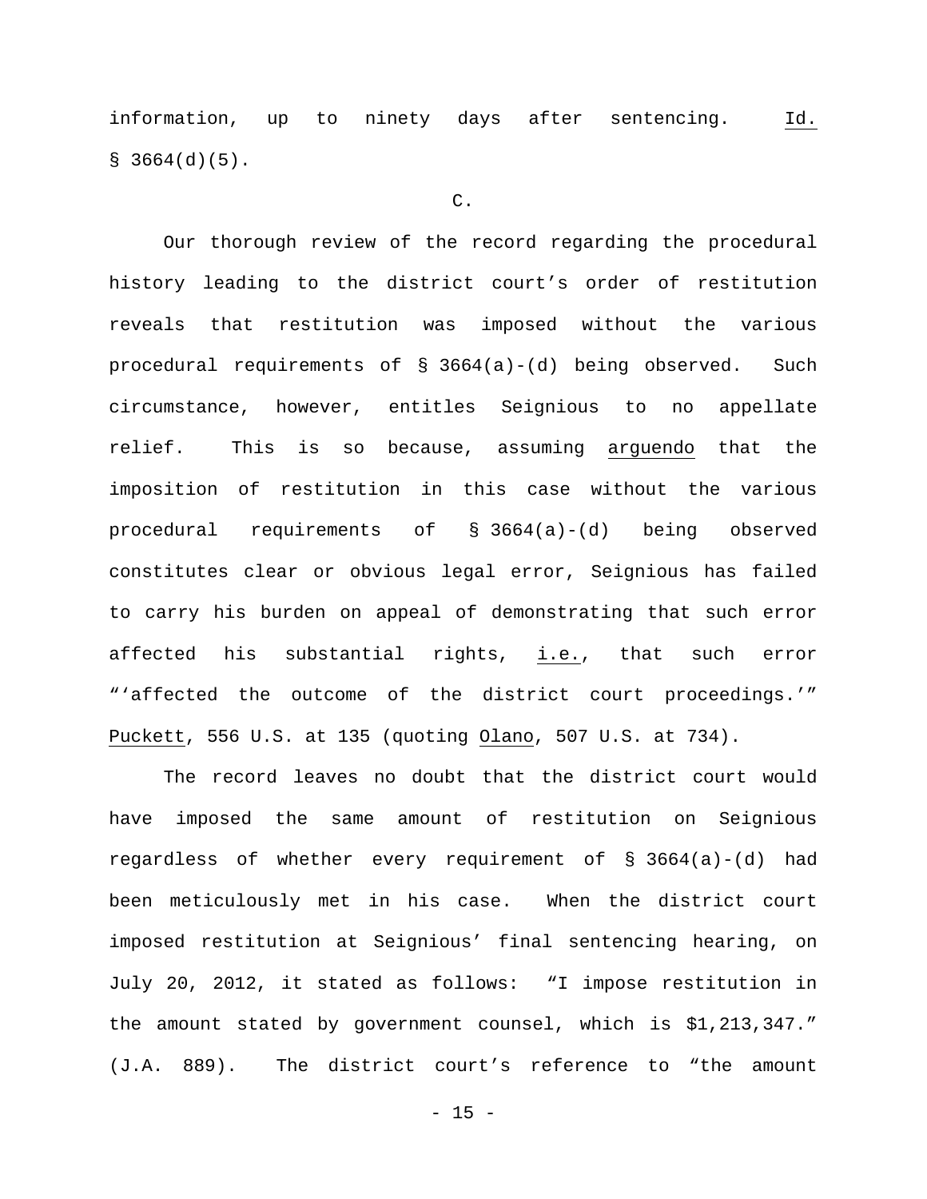information, up to ninety days after sentencing. Id. § 3664(d)(5).

C.

Our thorough review of the record regarding the procedural history leading to the district court's order of restitution reveals that restitution was imposed without the various procedural requirements of § 3664(a)-(d) being observed. Such circumstance, however, entitles Seignious to no appellate relief. This is so because, assuming arguendo that the imposition of restitution in this case without the various procedural requirements of § 3664(a)-(d) being observed constitutes clear or obvious legal error, Seignious has failed to carry his burden on appeal of demonstrating that such error affected his substantial rights, i.e., that such error "'affected the outcome of the district court proceedings.'" Puckett, 556 U.S. at 135 (quoting Olano, 507 U.S. at 734).

The record leaves no doubt that the district court would have imposed the same amount of restitution on Seignious regardless of whether every requirement of § 3664(a)-(d) had been meticulously met in his case. When the district court imposed restitution at Seignious' final sentencing hearing, on July 20, 2012, it stated as follows: "I impose restitution in the amount stated by government counsel, which is $1,213,347." (J.A. 889). The district court's reference to "the amount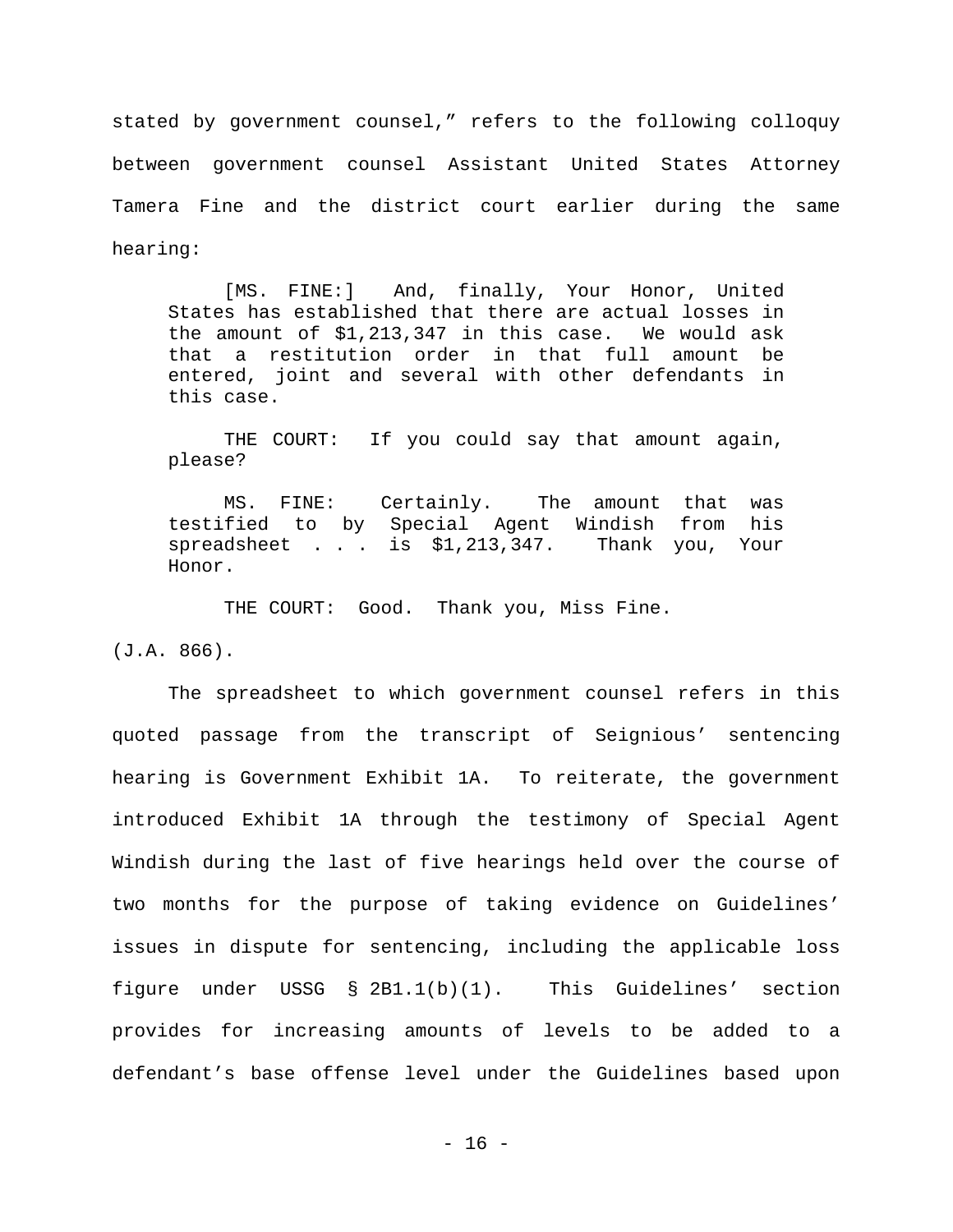stated by government counsel," refers to the following colloquy between government counsel Assistant United States Attorney Tamera Fine and the district court earlier during the same hearing:

> [MS. FINE:] And, finally, Your Honor, United States has established that there are actual losses in the amount of $1,213,347 in this case. We would ask that a restitution order in that full amount be entered, joint and several with other defendants in this case.
>
> THE COURT: If you could say that amount again, please?
>
> MS. FINE: Certainly. The amount that was testified to by Special Agent Windish from his spreadsheet . . . is $1,213,347. Thank you, Your Honor.
>
> THE COURT: Good. Thank you, Miss Fine.

(J.A. 866).

The spreadsheet to which government counsel refers in this quoted passage from the transcript of Seignious' sentencing hearing is Government Exhibit 1A. To reiterate, the government introduced Exhibit 1A through the testimony of Special Agent Windish during the last of five hearings held over the course of two months for the purpose of taking evidence on Guidelines' issues in dispute for sentencing, including the applicable loss figure under USSG § 2B1.1(b)(1). This Guidelines' section provides for increasing amounts of levels to be added to a defendant's base offense level under the Guidelines based upon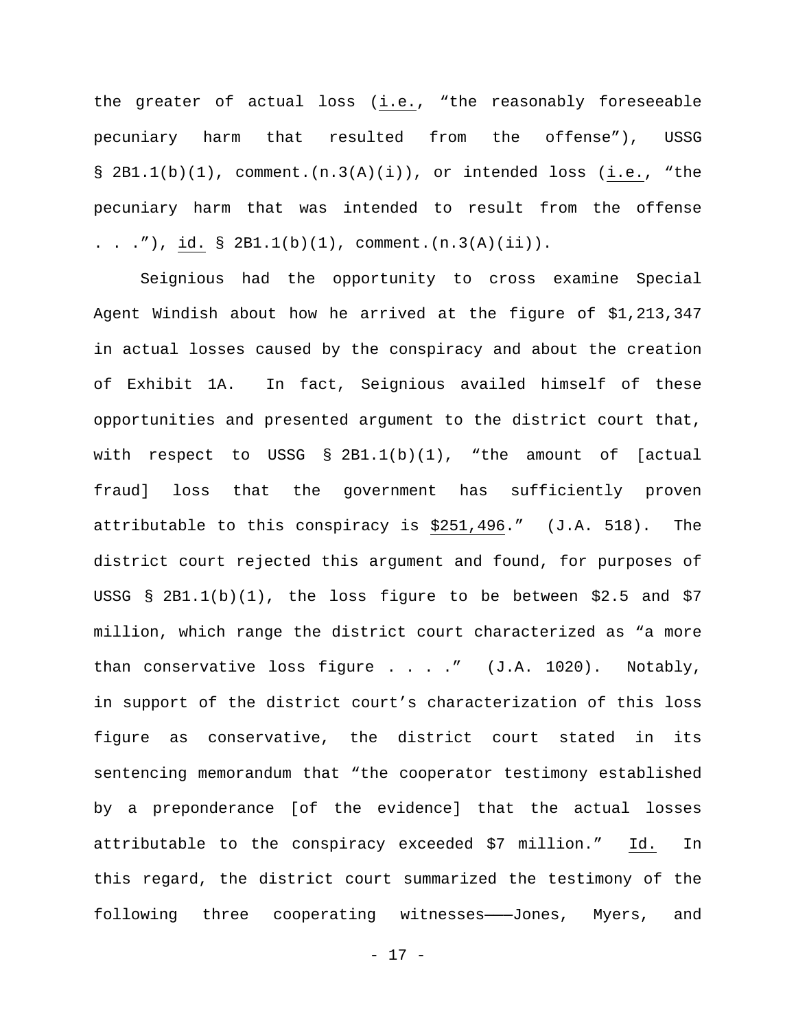the greater of actual loss (i.e., "the reasonably foreseeable pecuniary harm that resulted from the offense"), USSG § 2B1.1(b)(1), comment.(n.3(A)(i)), or intended loss (i.e., "the pecuniary harm that was intended to result from the offense . . ."), id. § 2B1.1(b)(1), comment.(n.3(A)(ii)).

Seignious had the opportunity to cross examine Special Agent Windish about how he arrived at the figure of $1,213,347 in actual losses caused by the conspiracy and about the creation of Exhibit 1A. In fact, Seignious availed himself of these opportunities and presented argument to the district court that, with respect to USSG § 2B1.1(b)(1), "the amount of [actual fraud] loss that the government has sufficiently proven attributable to this conspiracy is $251,496." (J.A. 518). The district court rejected this argument and found, for purposes of USSG § 2B1.1(b)(1), the loss figure to be between $2.5 and $7 million, which range the district court characterized as "a more than conservative loss figure . . . ." (J.A. 1020). Notably, in support of the district court's characterization of this loss figure as conservative, the district court stated in its sentencing memorandum that "the cooperator testimony established by a preponderance [of the evidence] that the actual losses attributable to the conspiracy exceeded $7 million." Id. In this regard, the district court summarized the testimony of the following three cooperating witnesses———Jones, Myers, and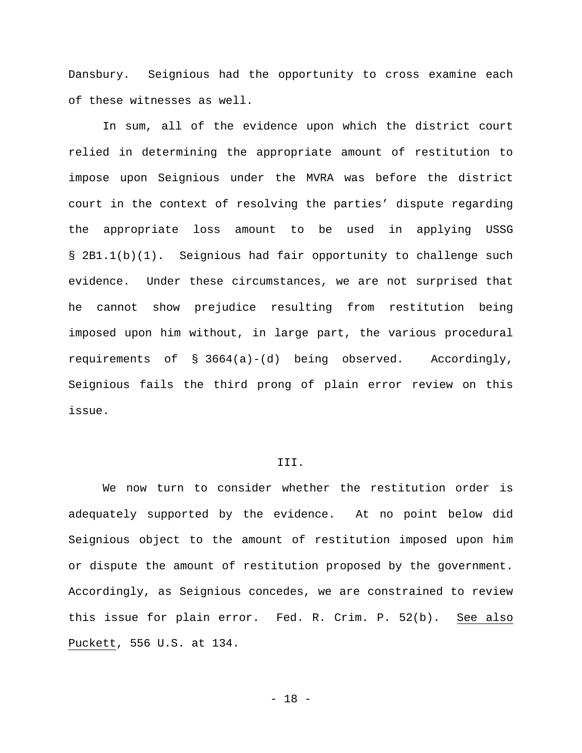Dansbury. Seignious had the opportunity to cross examine each of these witnesses as well.

In sum, all of the evidence upon which the district court relied in determining the appropriate amount of restitution to impose upon Seignious under the MVRA was before the district court in the context of resolving the parties' dispute regarding the appropriate loss amount to be used in applying USSG § 2B1.1(b)(1). Seignious had fair opportunity to challenge such evidence. Under these circumstances, we are not surprised that he cannot show prejudice resulting from restitution being imposed upon him without, in large part, the various procedural requirements of § 3664(a)-(d) being observed. Accordingly, Seignious fails the third prong of plain error review on this issue.

## III.

We now turn to consider whether the restitution order is adequately supported by the evidence. At no point below did Seignious object to the amount of restitution imposed upon him or dispute the amount of restitution proposed by the government. Accordingly, as Seignious concedes, we are constrained to review this issue for plain error. Fed. R. Crim. P. 52(b). See also Puckett, 556 U.S. at 134.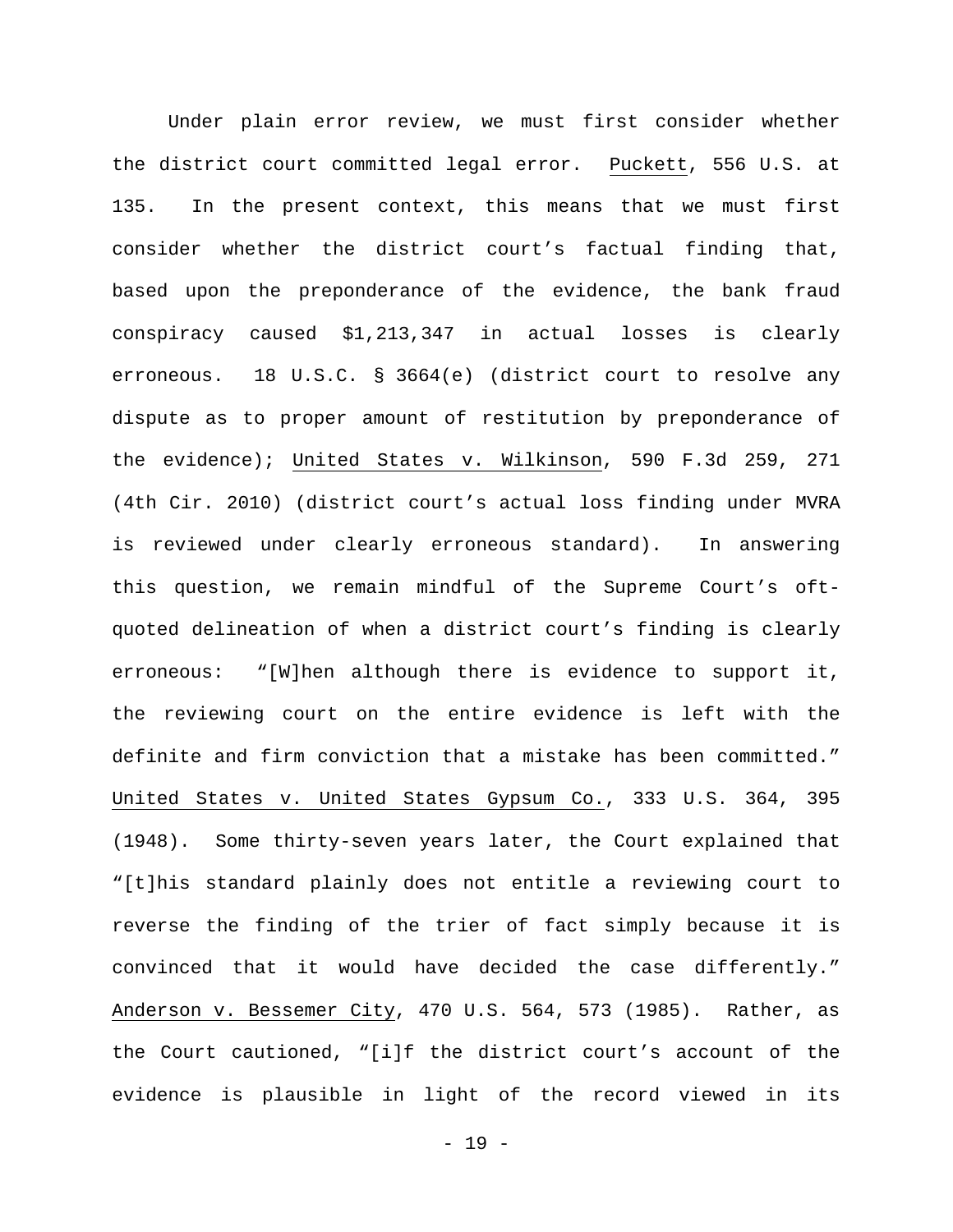Under plain error review, we must first consider whether the district court committed legal error. Puckett, 556 U.S. at 135. In the present context, this means that we must first consider whether the district court's factual finding that, based upon the preponderance of the evidence, the bank fraud conspiracy caused $1,213,347 in actual losses is clearly erroneous. 18 U.S.C. § 3664(e) (district court to resolve any dispute as to proper amount of restitution by preponderance of the evidence); United States v. Wilkinson, 590 F.3d 259, 271 (4th Cir. 2010) (district court's actual loss finding under MVRA is reviewed under clearly erroneous standard). In answering this question, we remain mindful of the Supreme Court's oft-quoted delineation of when a district court's finding is clearly erroneous: "[W]hen although there is evidence to support it, the reviewing court on the entire evidence is left with the definite and firm conviction that a mistake has been committed." United States v. United States Gypsum Co., 333 U.S. 364, 395 (1948). Some thirty-seven years later, the Court explained that "[t]his standard plainly does not entitle a reviewing court to reverse the finding of the trier of fact simply because it is convinced that it would have decided the case differently." Anderson v. Bessemer City, 470 U.S. 564, 573 (1985). Rather, as the Court cautioned, "[i]f the district court's account of the evidence is plausible in light of the record viewed in its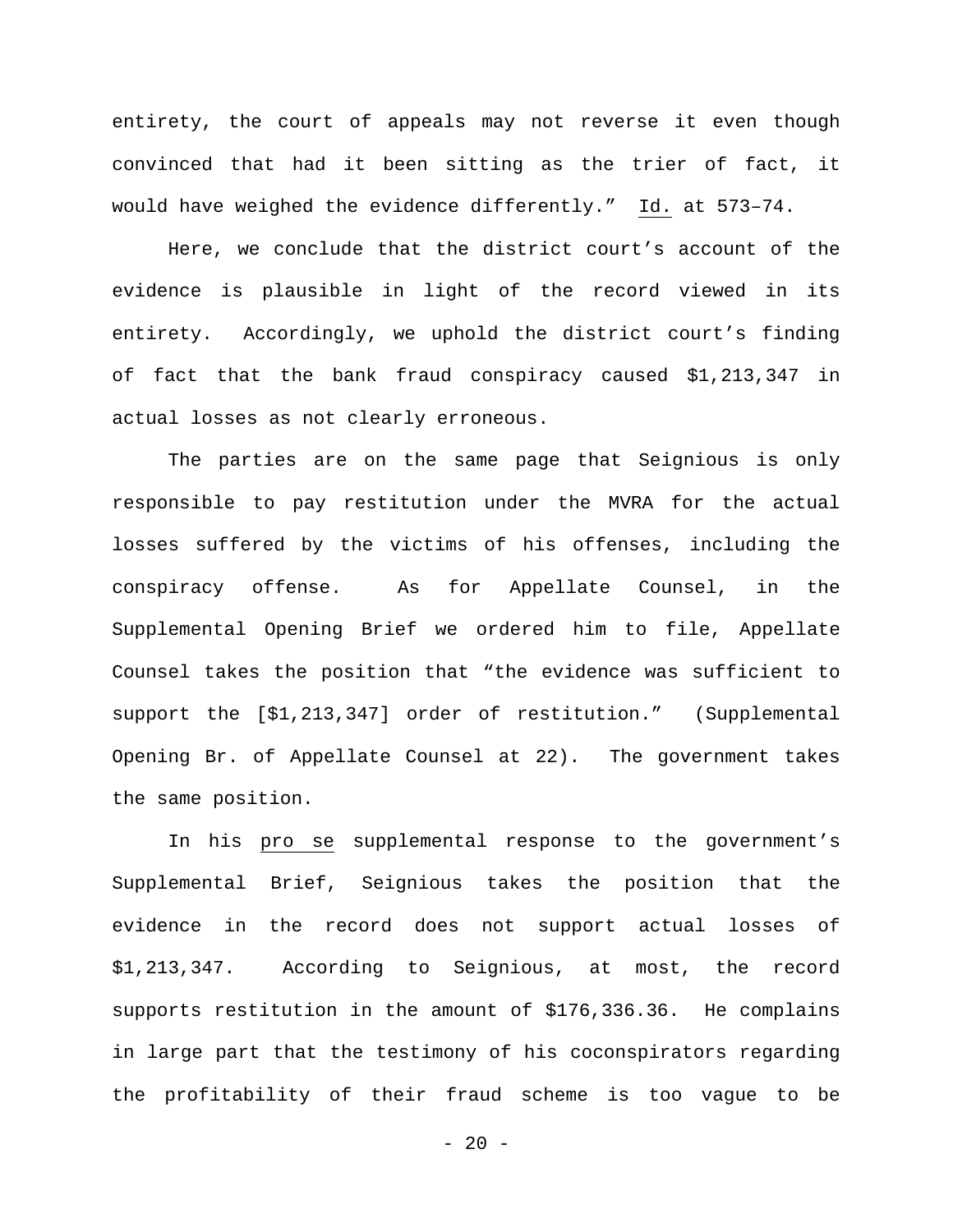entirety, the court of appeals may not reverse it even though convinced that had it been sitting as the trier of fact, it would have weighed the evidence differently." Id. at 573–74.

Here, we conclude that the district court's account of the evidence is plausible in light of the record viewed in its entirety. Accordingly, we uphold the district court's finding of fact that the bank fraud conspiracy caused $1,213,347 in actual losses as not clearly erroneous.

The parties are on the same page that Seignious is only responsible to pay restitution under the MVRA for the actual losses suffered by the victims of his offenses, including the conspiracy offense. As for Appellate Counsel, in the Supplemental Opening Brief we ordered him to file, Appellate Counsel takes the position that "the evidence was sufficient to support the [$1,213,347] order of restitution." (Supplemental Opening Br. of Appellate Counsel at 22). The government takes the same position.

In his pro se supplemental response to the government's Supplemental Brief, Seignious takes the position that the evidence in the record does not support actual losses of $1,213,347. According to Seignious, at most, the record supports restitution in the amount of $176,336.36. He complains in large part that the testimony of his coconspirators regarding the profitability of their fraud scheme is too vague to be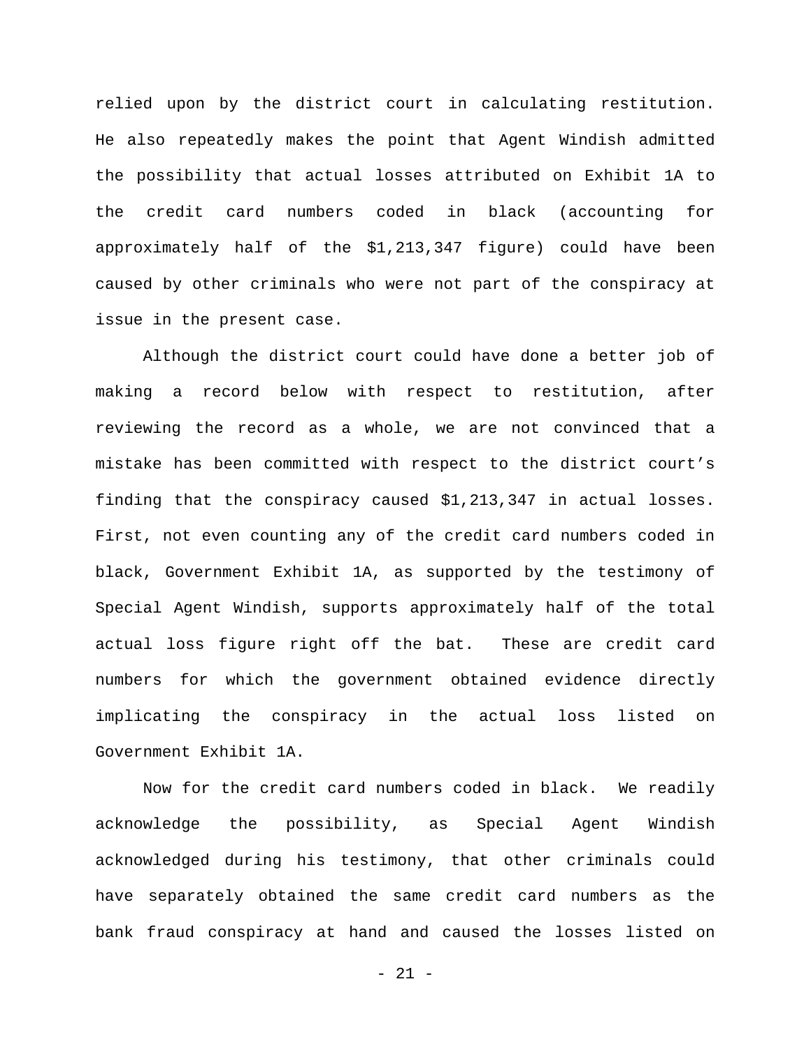relied upon by the district court in calculating restitution. He also repeatedly makes the point that Agent Windish admitted the possibility that actual losses attributed on Exhibit 1A to the credit card numbers coded in black (accounting for approximately half of the $1,213,347 figure) could have been caused by other criminals who were not part of the conspiracy at issue in the present case.

Although the district court could have done a better job of making a record below with respect to restitution, after reviewing the record as a whole, we are not convinced that a mistake has been committed with respect to the district court's finding that the conspiracy caused $1,213,347 in actual losses. First, not even counting any of the credit card numbers coded in black, Government Exhibit 1A, as supported by the testimony of Special Agent Windish, supports approximately half of the total actual loss figure right off the bat. These are credit card numbers for which the government obtained evidence directly implicating the conspiracy in the actual loss listed on Government Exhibit 1A.

Now for the credit card numbers coded in black. We readily acknowledge the possibility, as Special Agent Windish acknowledged during his testimony, that other criminals could have separately obtained the same credit card numbers as the bank fraud conspiracy at hand and caused the losses listed on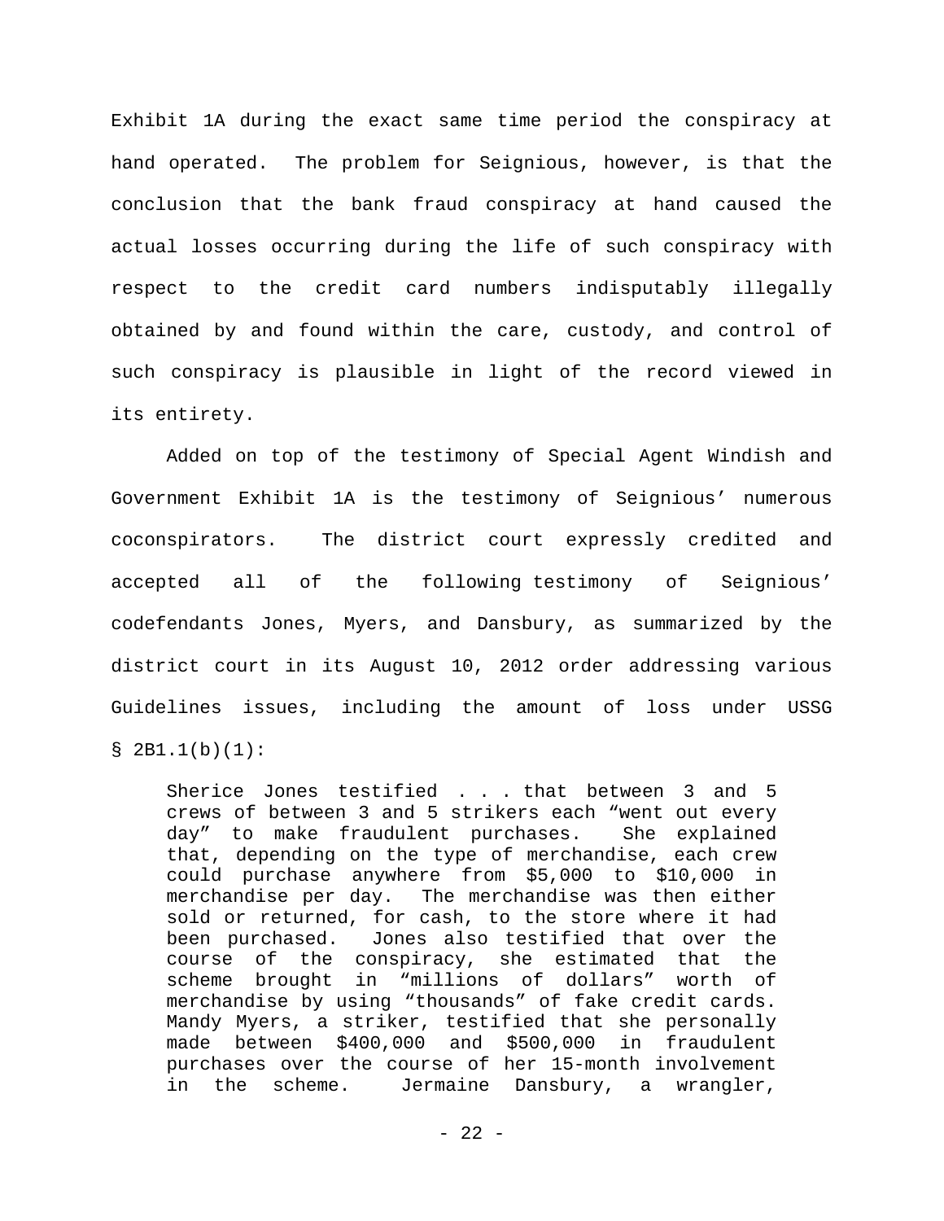Exhibit 1A during the exact same time period the conspiracy at hand operated. The problem for Seignious, however, is that the conclusion that the bank fraud conspiracy at hand caused the actual losses occurring during the life of such conspiracy with respect to the credit card numbers indisputably illegally obtained by and found within the care, custody, and control of such conspiracy is plausible in light of the record viewed in its entirety.

Added on top of the testimony of Special Agent Windish and Government Exhibit 1A is the testimony of Seignious' numerous coconspirators. The district court expressly credited and accepted all of the following testimony of Seignious' codefendants Jones, Myers, and Dansbury, as summarized by the district court in its August 10, 2012 order addressing various Guidelines issues, including the amount of loss under USSG § 2B1.1(b)(1):

> Sherice Jones testified . . . that between 3 and 5 crews of between 3 and 5 strikers each "went out every day" to make fraudulent purchases. She explained that, depending on the type of merchandise, each crew could purchase anywhere from $5,000 to $10,000 in merchandise per day. The merchandise was then either sold or returned, for cash, to the store where it had been purchased. Jones also testified that over the course of the conspiracy, she estimated that the scheme brought in "millions of dollars" worth of merchandise by using "thousands" of fake credit cards. Mandy Myers, a striker, testified that she personally made between $400,000 and $500,000 in fraudulent purchases over the course of her 15-month involvement in the scheme. Jermaine Dansbury, a wrangler,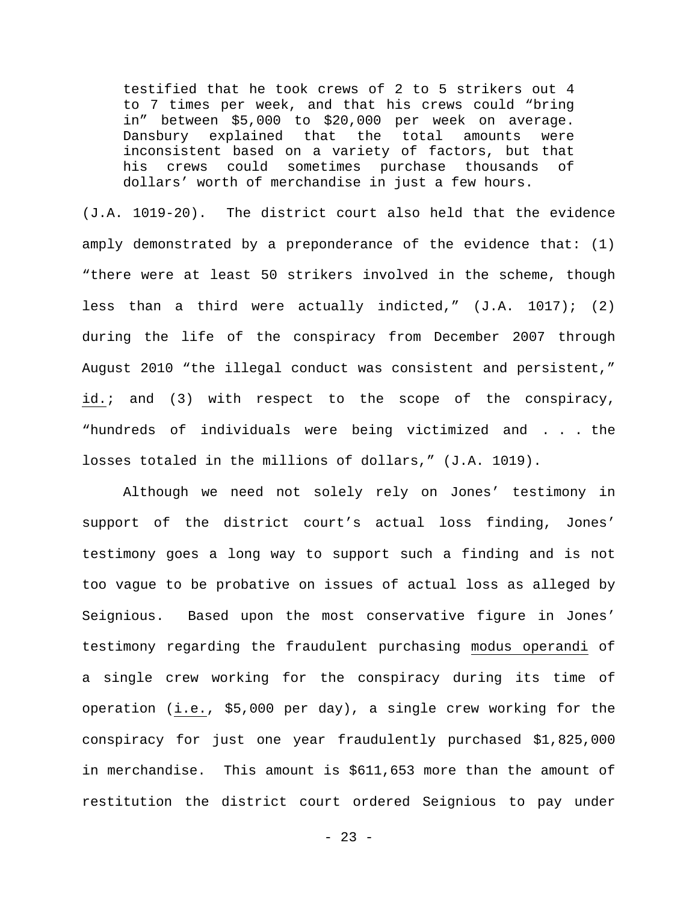> testified that he took crews of 2 to 5 strikers out 4 to 7 times per week, and that his crews could "bring in" between $5,000 to $20,000 per week on average. Dansbury explained that the total amounts were inconsistent based on a variety of factors, but that his crews could sometimes purchase thousands of dollars' worth of merchandise in just a few hours.

(J.A. 1019-20). The district court also held that the evidence amply demonstrated by a preponderance of the evidence that: (1) "there were at least 50 strikers involved in the scheme, though less than a third were actually indicted," (J.A. 1017); (2) during the life of the conspiracy from December 2007 through August 2010 "the illegal conduct was consistent and persistent," id.; and (3) with respect to the scope of the conspiracy, "hundreds of individuals were being victimized and . . . the losses totaled in the millions of dollars," (J.A. 1019).

Although we need not solely rely on Jones' testimony in support of the district court's actual loss finding, Jones' testimony goes a long way to support such a finding and is not too vague to be probative on issues of actual loss as alleged by Seignious. Based upon the most conservative figure in Jones' testimony regarding the fraudulent purchasing modus operandi of a single crew working for the conspiracy during its time of operation (i.e., $5,000 per day), a single crew working for the conspiracy for just one year fraudulently purchased $1,825,000 in merchandise. This amount is $611,653 more than the amount of restitution the district court ordered Seignious to pay under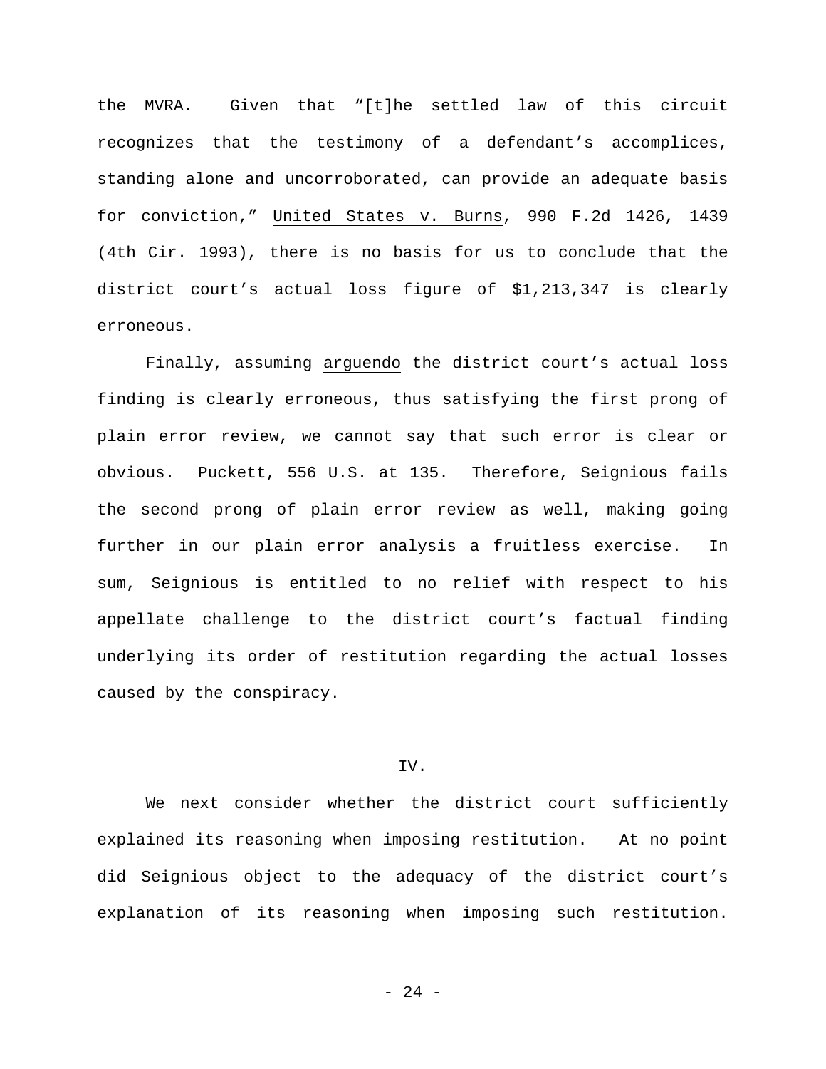the MVRA. Given that "[t]he settled law of this circuit recognizes that the testimony of a defendant's accomplices, standing alone and uncorroborated, can provide an adequate basis for conviction," United States v. Burns, 990 F.2d 1426, 1439 (4th Cir. 1993), there is no basis for us to conclude that the district court's actual loss figure of $1,213,347 is clearly erroneous.

Finally, assuming arguendo the district court's actual loss finding is clearly erroneous, thus satisfying the first prong of plain error review, we cannot say that such error is clear or obvious. Puckett, 556 U.S. at 135. Therefore, Seignious fails the second prong of plain error review as well, making going further in our plain error analysis a fruitless exercise. In sum, Seignious is entitled to no relief with respect to his appellate challenge to the district court's factual finding underlying its order of restitution regarding the actual losses caused by the conspiracy.

## IV.

We next consider whether the district court sufficiently explained its reasoning when imposing restitution. At no point did Seignious object to the adequacy of the district court's explanation of its reasoning when imposing such restitution.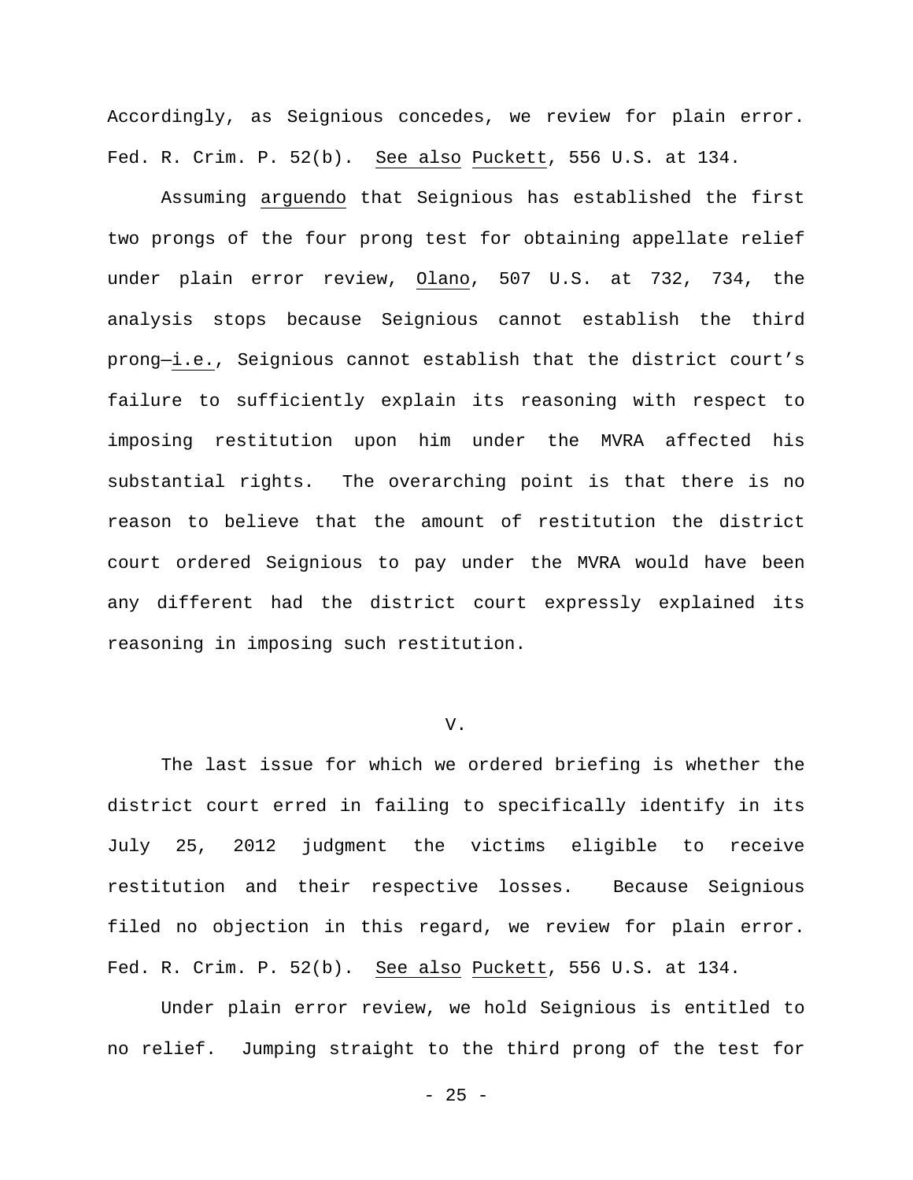Accordingly, as Seignious concedes, we review for plain error. Fed. R. Crim. P. 52(b). See also Puckett, 556 U.S. at 134.

Assuming *arguendo* that Seignious has established the first two prongs of the four prong test for obtaining appellate relief under plain error review, Olano, 507 U.S. at 732, 734, the analysis stops because Seignious cannot establish the third prong—*i.e.*, Seignious cannot establish that the district court's failure to sufficiently explain its reasoning with respect to imposing restitution upon him under the MVRA affected his substantial rights. The overarching point is that there is no reason to believe that the amount of restitution the district court ordered Seignious to pay under the MVRA would have been any different had the district court expressly explained its reasoning in imposing such restitution.

## V.

The last issue for which we ordered briefing is whether the district court erred in failing to specifically identify in its July 25, 2012 judgment the victims eligible to receive restitution and their respective losses. Because Seignious filed no objection in this regard, we review for plain error. Fed. R. Crim. P. 52(b). See also Puckett, 556 U.S. at 134.

Under plain error review, we hold Seignious is entitled to no relief. Jumping straight to the third prong of the test for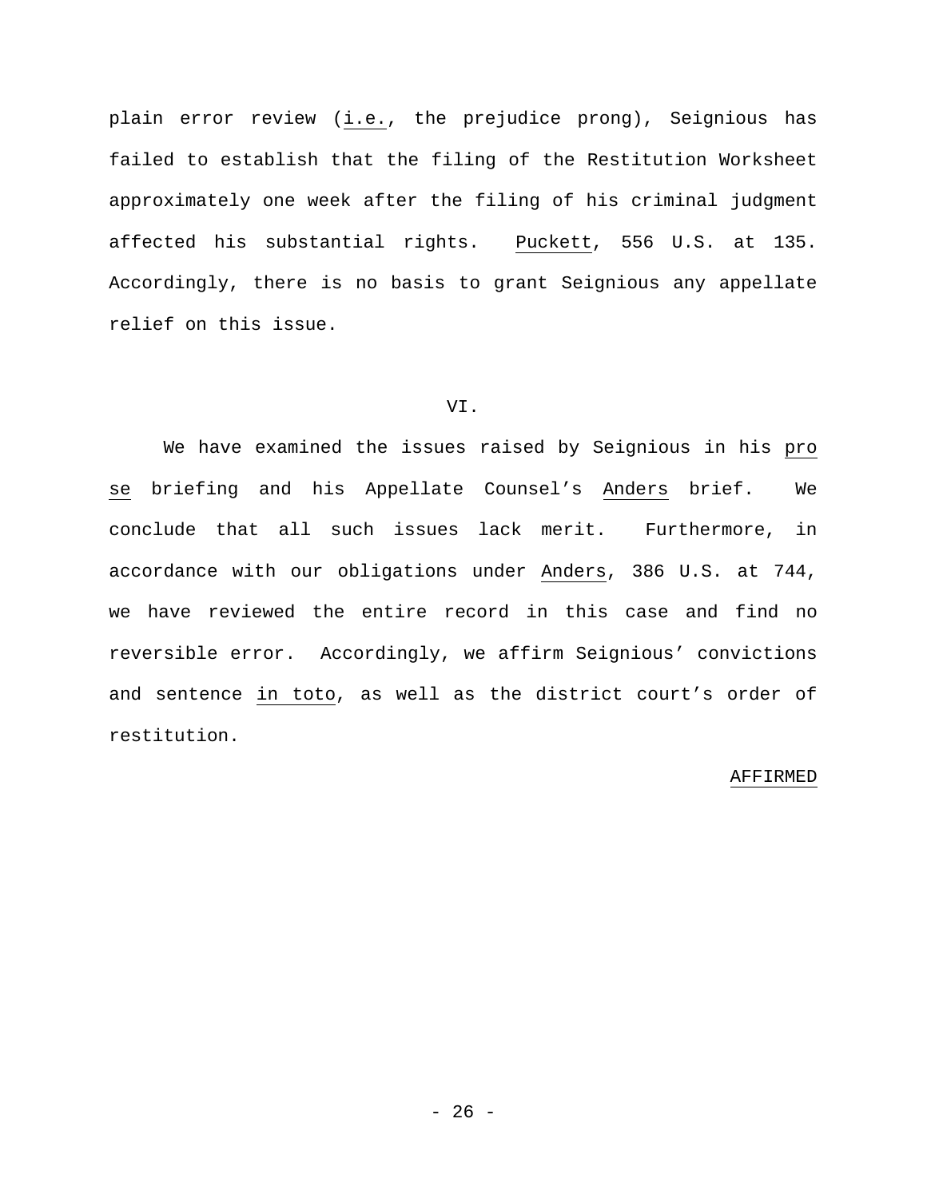plain error review (*i.e.*, the prejudice prong), Seignious has failed to establish that the filing of the Restitution Worksheet approximately one week after the filing of his criminal judgment affected his substantial rights. *Puckett*, 556 U.S. at 135. Accordingly, there is no basis to grant Seignious any appellate relief on this issue.

VI.

We have examined the issues raised by Seignious in his *pro se* briefing and his Appellate Counsel's *Anders* brief. We conclude that all such issues lack merit. Furthermore, in accordance with our obligations under *Anders*, 386 U.S. at 744, we have reviewed the entire record in this case and find no reversible error. Accordingly, we affirm Seignious' convictions and sentence *in toto*, as well as the district court's order of restitution.

AFFIRMED